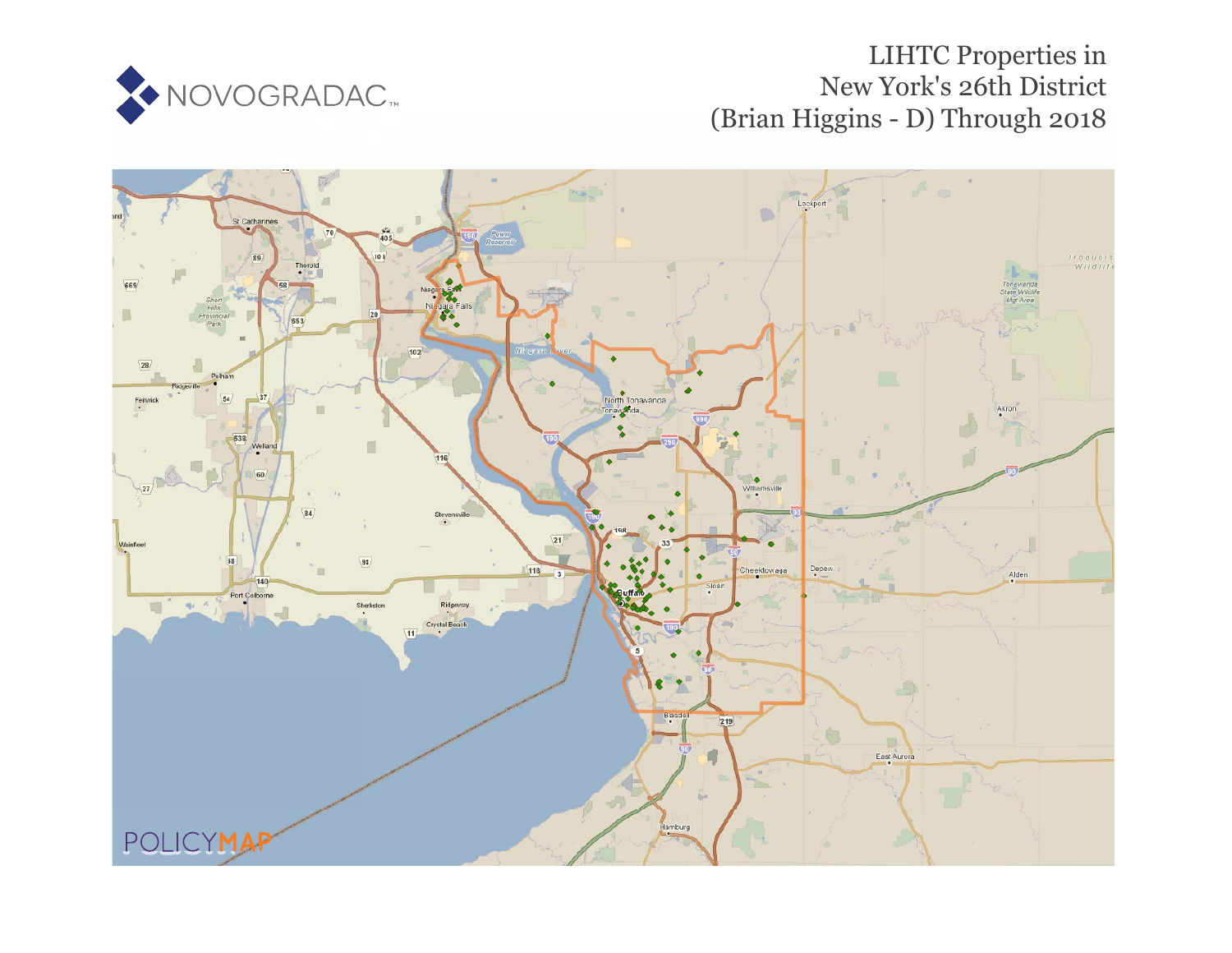NOVOGRADAC

# LIHTC Properties in New York's 26th District (Brian Higgins - D) Through 2018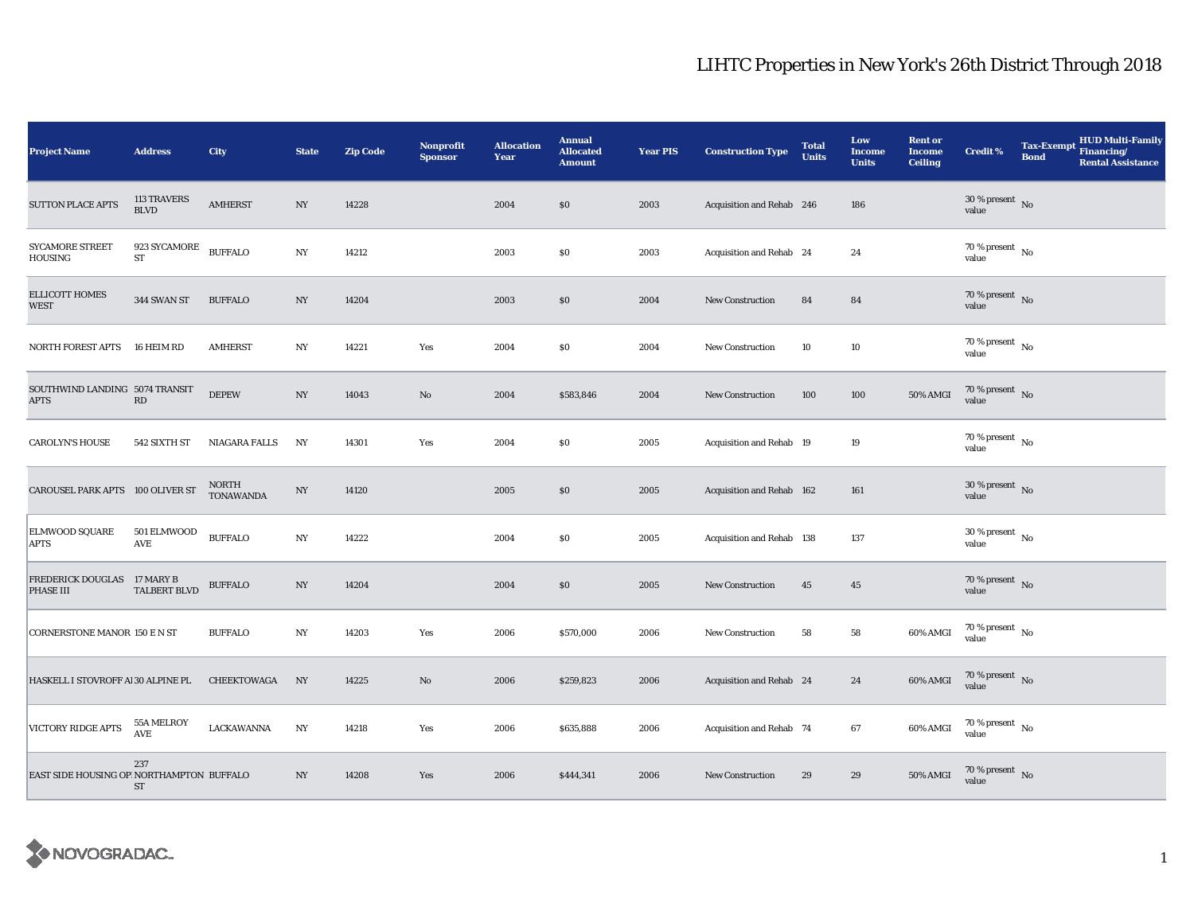# LIHTC Properties in New York's 26th District Through 2018

| Project Name | Address | City | State | Zip Code | Nonprofit Sponsor | Allocation Year | Annual Allocated Amount | Year PIS | Construction Type | Total Units | Low Income Units | Rent or Income Ceiling | Credit % | Tax-Exempt Bond | HUD Multi-Family Financing/ Rental Assistance |
|---|---|---|---|---|---|---|---|---|---|---|---|---|---|---|---|
| SUTTON PLACE APTS | 113 TRAVERS BLVD | AMHERST | NY | 14228 | | 2004 | $0 | 2003 | Acquisition and Rehab | 246 | 186 | | 30 % present value | No | |
| SYCAMORE STREET HOUSING | 923 SYCAMORE ST | BUFFALO | NY | 14212 | | 2003 | $0 | 2003 | Acquisition and Rehab | 24 | 24 | | 70 % present value | No | |
| ELLICOTT HOMES WEST | 344 SWAN ST | BUFFALO | NY | 14204 | | 2003 | $0 | 2004 | New Construction | 84 | 84 | | 70 % present value | No | |
| NORTH FOREST APTS | 16 HEIM RD | AMHERST | NY | 14221 | Yes | 2004 | $0 | 2004 | New Construction | 10 | 10 | | 70 % present value | No | |
| SOUTHWIND LANDING APTS | 5074 TRANSIT RD | DEPEW | NY | 14043 | No | 2004 | $583,846 | 2004 | New Construction | 100 | 100 | 50% AMGI | 70 % present value | No | |
| CAROLYN'S HOUSE | 542 SIXTH ST | NIAGARA FALLS | NY | 14301 | Yes | 2004 | $0 | 2005 | Acquisition and Rehab | 19 | 19 | | 70 % present value | No | |
| CAROUSEL PARK APTS | 100 OLIVER ST | NORTH TONAWANDA | NY | 14120 | | 2005 | $0 | 2005 | Acquisition and Rehab | 162 | 161 | | 30 % present value | No | |
| ELMWOOD SQUARE APTS | 501 ELMWOOD AVE | BUFFALO | NY | 14222 | | 2004 | $0 | 2005 | Acquisition and Rehab | 138 | 137 | | 30 % present value | No | |
| FREDERICK DOUGLAS PHASE III | 17 MARY B TALBERT BLVD | BUFFALO | NY | 14204 | | 2004 | $0 | 2005 | New Construction | 45 | 45 | | 70 % present value | No | |
| CORNERSTONE MANOR | 150 E N ST | BUFFALO | NY | 14203 | Yes | 2006 | $570,000 | 2006 | New Construction | 58 | 58 | 60% AMGI | 70 % present value | No | |
| HASKELL I STOVROFF A | 30 ALPINE PL | CHEEKTOWAGA | NY | 14225 | No | 2006 | $259,823 | 2006 | Acquisition and Rehab | 24 | 24 | 60% AMGI | 70 % present value | No | |
| VICTORY RIDGE APTS | 55A MELROY AVE | LACKAWANNA | NY | 14218 | Yes | 2006 | $635,888 | 2006 | Acquisition and Rehab | 74 | 67 | 60% AMGI | 70 % present value | No | |
| EAST SIDE HOUSING OP | 237 NORTHAMPTON ST | BUFFALO | NY | 14208 | Yes | 2006 | $444,341 | 2006 | New Construction | 29 | 29 | 50% AMGI | 70 % present value | No | |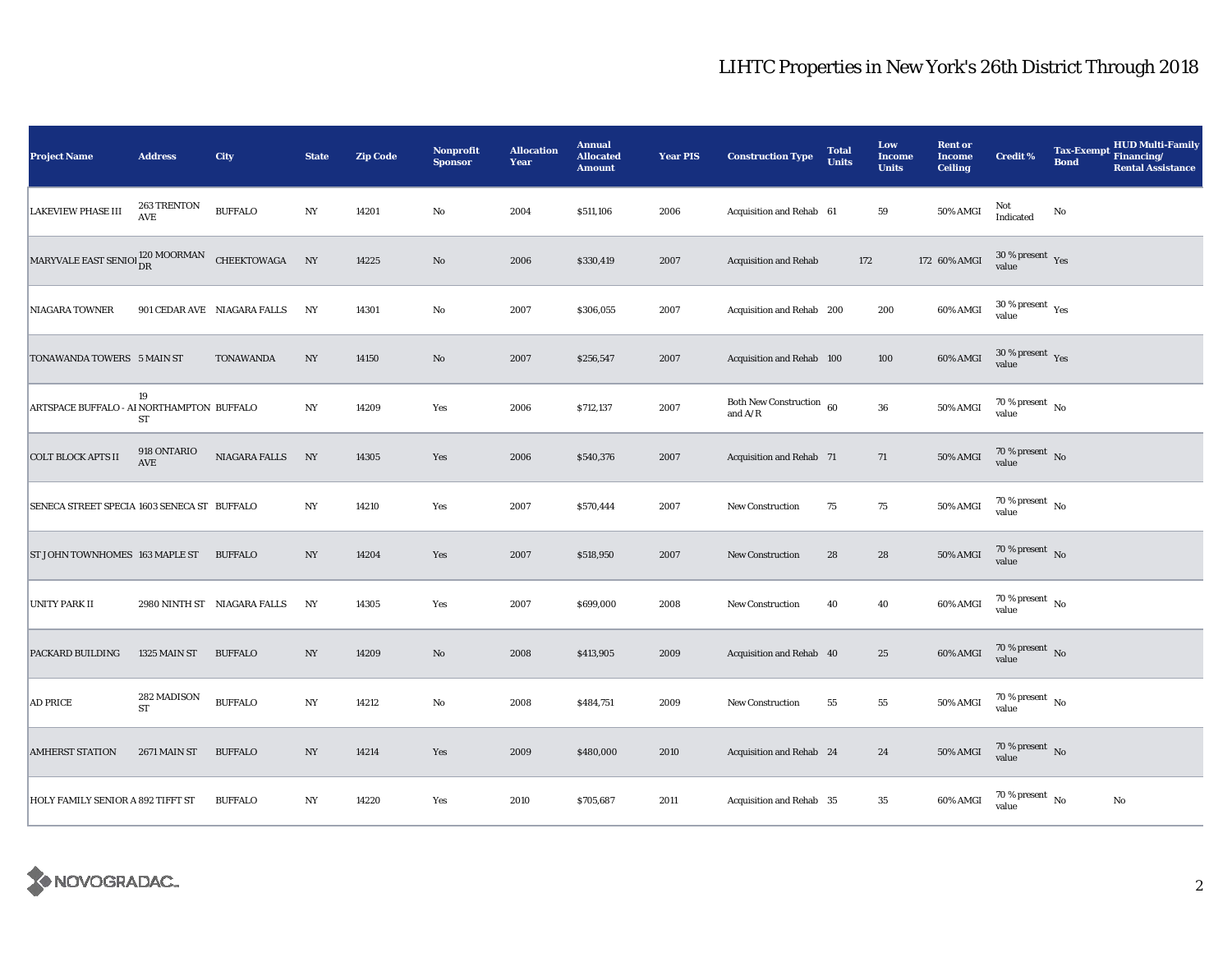# LIHTC Properties in New York's 26th District Through 2018

| Project Name | Address | City | State | Zip Code | Nonprofit Sponsor | Allocation Year | Annual Allocated Amount | Year PIS | Construction Type | Total Units | Low Income Units | Rent or Income Ceiling | Credit % | Tax-Exempt Bond | HUD Multi-Family Financing/ Rental Assistance |
|---|---|---|---|---|---|---|---|---|---|---|---|---|---|---|---|
| LAKEVIEW PHASE III | 263 TRENTON AVE | BUFFALO | NY | 14201 | No | 2004 | $511,106 | 2006 | Acquisition and Rehab | 61 | 59 | 50% AMGI | Not Indicated | No | |
| MARYVALE EAST SENIOI | 120 MOORMAN DR | CHEEKTOWAGA | NY | 14225 | No | 2006 | $330,419 | 2007 | Acquisition and Rehab | 172 | 172 | 60% AMGI | 30 % present value | Yes | |
| NIAGARA TOWNER | 901 CEDAR AVE | NIAGARA FALLS | NY | 14301 | No | 2007 | $306,055 | 2007 | Acquisition and Rehab | 200 | 200 | 60% AMGI | 30 % present value | Yes | |
| TONAWANDA TOWERS | 5 MAIN ST | TONAWANDA | NY | 14150 | No | 2007 | $256,547 | 2007 | Acquisition and Rehab | 100 | 100 | 60% AMGI | 30 % present value | Yes | |
| ARTSPACE BUFFALO - AI | 19 NORTHAMPTON ST | BUFFALO | NY | 14209 | Yes | 2006 | $712,137 | 2007 | Both New Construction and A/R | 60 | 36 | 50% AMGI | 70 % present value | No | |
| COLT BLOCK APTS II | 918 ONTARIO AVE | NIAGARA FALLS | NY | 14305 | Yes | 2006 | $540,376 | 2007 | Acquisition and Rehab | 71 | 71 | 50% AMGI | 70 % present value | No | |
| SENECA STREET SPECIA | 1603 SENECA ST | BUFFALO | NY | 14210 | Yes | 2007 | $570,444 | 2007 | New Construction | 75 | 75 | 50% AMGI | 70 % present value | No | |
| ST JOHN TOWNHOMES | 163 MAPLE ST | BUFFALO | NY | 14204 | Yes | 2007 | $518,950 | 2007 | New Construction | 28 | 28 | 50% AMGI | 70 % present value | No | |
| UNITY PARK II | 2980 NINTH ST | NIAGARA FALLS | NY | 14305 | Yes | 2007 | $699,000 | 2008 | New Construction | 40 | 40 | 60% AMGI | 70 % present value | No | |
| PACKARD BUILDING | 1325 MAIN ST | BUFFALO | NY | 14209 | No | 2008 | $413,905 | 2009 | Acquisition and Rehab | 40 | 25 | 60% AMGI | 70 % present value | No | |
| AD PRICE | 282 MADISON ST | BUFFALO | NY | 14212 | No | 2008 | $484,751 | 2009 | New Construction | 55 | 55 | 50% AMGI | 70 % present value | No | |
| AMHERST STATION | 2671 MAIN ST | BUFFALO | NY | 14214 | Yes | 2009 | $480,000 | 2010 | Acquisition and Rehab | 24 | 24 | 50% AMGI | 70 % present value | No | |
| HOLY FAMILY SENIOR A | 892 TIFFT ST | BUFFALO | NY | 14220 | Yes | 2010 | $705,687 | 2011 | Acquisition and Rehab | 35 | 35 | 60% AMGI | 70 % present value | No | No |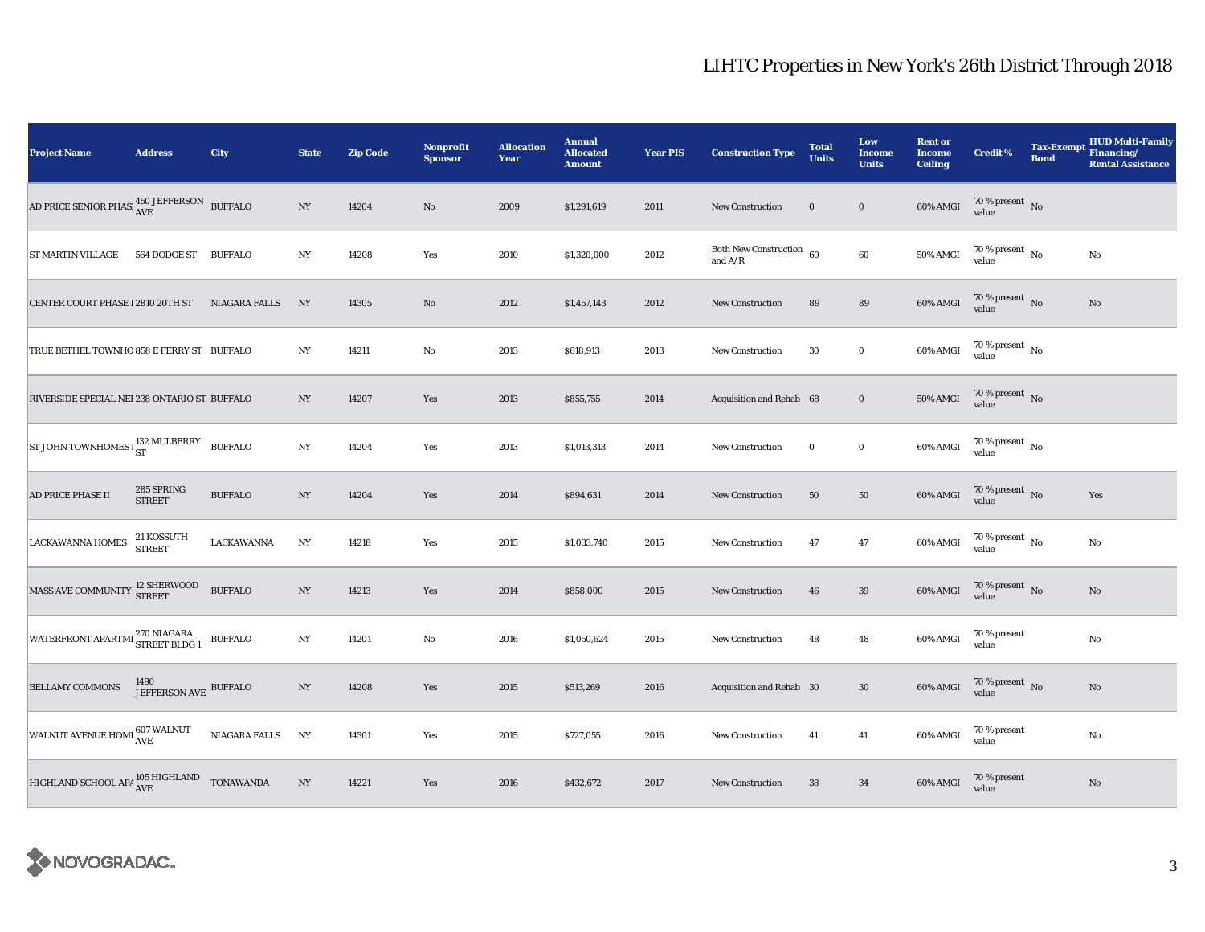# LIHTC Properties in New York's 26th District Through 2018

| Project Name | Address | City | State | Zip Code | Nonprofit Sponsor | Allocation Year | Annual Allocated Amount | Year PIS | Construction Type | Total Units | Low Income Units | Rent or Income Ceiling | Credit % | Tax-Exempt Bond | HUD Multi-Family Financing/ Rental Assistance |
|---|---|---|---|---|---|---|---|---|---|---|---|---|---|---|---|
| AD PRICE SENIOR PHASI | 450 JEFFERSON AVE | BUFFALO | NY | 14204 | No | 2009 | $1,291,619 | 2011 | New Construction | 0 | 0 | 60% AMGI | 70 % present value | No | |
| ST MARTIN VILLAGE | 564 DODGE ST | BUFFALO | NY | 14208 | Yes | 2010 | $1,320,000 | 2012 | Both New Construction and A/R | 60 | 60 | 50% AMGI | 70 % present value | No | No |
| CENTER COURT PHASE I | 2810 20TH ST | NIAGARA FALLS | NY | 14305 | No | 2012 | $1,457,143 | 2012 | New Construction | 89 | 89 | 60% AMGI | 70 % present value | No | No |
| TRUE BETHEL TOWNHO | 858 E FERRY ST | BUFFALO | NY | 14211 | No | 2013 | $618,913 | 2013 | New Construction | 30 | 0 | 60% AMGI | 70 % present value | No | |
| RIVERSIDE SPECIAL NEI | 238 ONTARIO ST | BUFFALO | NY | 14207 | Yes | 2013 | $855,755 | 2014 | Acquisition and Rehab | 68 | 0 | 50% AMGI | 70 % present value | No | |
| ST JOHN TOWNHOMES I | 132 MULBERRY ST | BUFFALO | NY | 14204 | Yes | 2013 | $1,013,313 | 2014 | New Construction | 0 | 0 | 60% AMGI | 70 % present value | No | |
| AD PRICE PHASE II | 285 SPRING STREET | BUFFALO | NY | 14204 | Yes | 2014 | $894,631 | 2014 | New Construction | 50 | 50 | 60% AMGI | 70 % present value | No | Yes |
| LACKAWANNA HOMES | 21 KOSSUTH STREET | LACKAWANNA | NY | 14218 | Yes | 2015 | $1,033,740 | 2015 | New Construction | 47 | 47 | 60% AMGI | 70 % present value | No | No |
| MASS AVE COMMUNITY | 12 SHERWOOD STREET | BUFFALO | NY | 14213 | Yes | 2014 | $858,000 | 2015 | New Construction | 46 | 39 | 60% AMGI | 70 % present value | No | No |
| WATERFRONT APARTMI | 270 NIAGARA STREET BLDG 1 | BUFFALO | NY | 14201 | No | 2016 | $1,050,624 | 2015 | New Construction | 48 | 48 | 60% AMGI | 70 % present value | | No |
| BELLAMY COMMONS | 1490 JEFFERSON AVE | BUFFALO | NY | 14208 | Yes | 2015 | $513,269 | 2016 | Acquisition and Rehab | 30 | 30 | 60% AMGI | 70 % present value | No | No |
| WALNUT AVENUE HOMI | 607 WALNUT AVE | NIAGARA FALLS | NY | 14301 | Yes | 2015 | $727,055 | 2016 | New Construction | 41 | 41 | 60% AMGI | 70 % present value | | No |
| HIGHLAND SCHOOL APA | 105 HIGHLAND AVE | TONAWANDA | NY | 14221 | Yes | 2016 | $432,672 | 2017 | New Construction | 38 | 34 | 60% AMGI | 70 % present value | | No |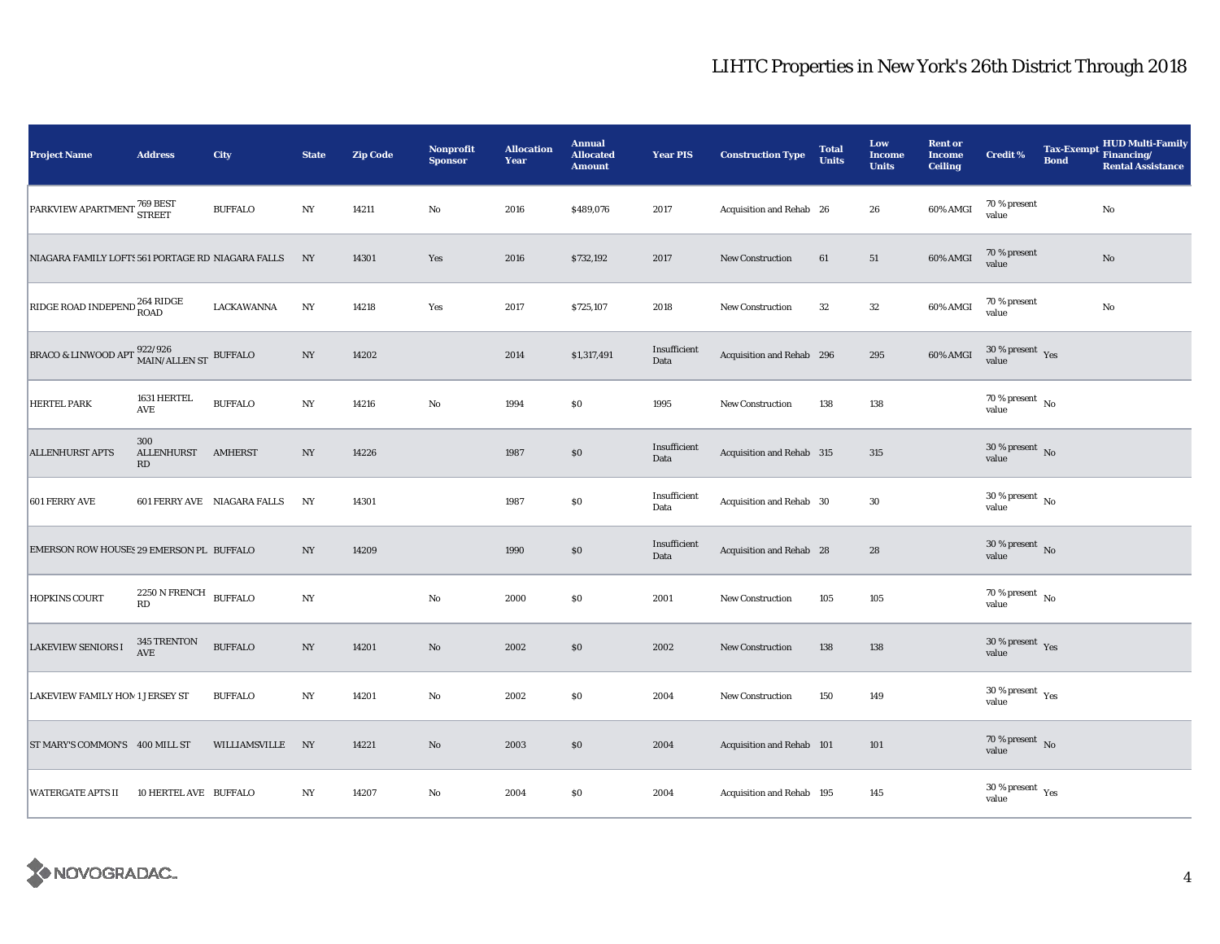# LIHTC Properties in New York's 26th District Through 2018

| Project Name | Address | City | State | Zip Code | Nonprofit Sponsor | Allocation Year | Annual Allocated Amount | Year PIS | Construction Type | Total Units | Low Income Units | Rent or Income Ceiling | Credit % | Tax-Exempt Bond | HUD Multi-Family Financing/ Rental Assistance |
|---|---|---|---|---|---|---|---|---|---|---|---|---|---|---|---|
| PARKVIEW APARTMENT | 769 BEST STREET | BUFFALO | NY | 14211 | No | 2016 | $489,076 | 2017 | Acquisition and Rehab | 26 | 26 | 60% AMGI | 70 % present value | | No |
| NIAGARA FAMILY LOFTS | 561 PORTAGE RD | NIAGARA FALLS | NY | 14301 | Yes | 2016 | $732,192 | 2017 | New Construction | 61 | 51 | 60% AMGI | 70 % present value | | No |
| RIDGE ROAD INDEPEND | 264 RIDGE ROAD | LACKAWANNA | NY | 14218 | Yes | 2017 | $725,107 | 2018 | New Construction | 32 | 32 | 60% AMGI | 70 % present value | | No |
| BRACO & LINWOOD APT | 922/926 MAIN/ALLEN ST | BUFFALO | NY | 14202 | | 2014 | $1,317,491 | Insufficient Data | Acquisition and Rehab | 296 | 295 | 60% AMGI | 30 % present value | Yes | |
| HERTEL PARK | 1631 HERTEL AVE | BUFFALO | NY | 14216 | No | 1994 | $0 | 1995 | New Construction | 138 | 138 | | 70 % present value | No | |
| ALLENHURST APTS | 300 ALLENHURST RD | AMHERST | NY | 14226 | | 1987 | $0 | Insufficient Data | Acquisition and Rehab | 315 | 315 | | 30 % present value | No | |
| 601 FERRY AVE | 601 FERRY AVE | NIAGARA FALLS | NY | 14301 | | 1987 | $0 | Insufficient Data | Acquisition and Rehab | 30 | 30 | | 30 % present value | No | |
| EMERSON ROW HOUSES | 29 EMERSON PL | BUFFALO | NY | 14209 | | 1990 | $0 | Insufficient Data | Acquisition and Rehab | 28 | 28 | | 30 % present value | No | |
| HOPKINS COURT | 2250 N FRENCH RD | BUFFALO | NY | | No | 2000 | $0 | 2001 | New Construction | 105 | 105 | | 70 % present value | No | |
| LAKEVIEW SENIORS I | 345 TRENTON AVE | BUFFALO | NY | 14201 | No | 2002 | $0 | 2002 | New Construction | 138 | 138 | | 30 % present value | Yes | |
| LAKEVIEW FAMILY HOM | 1 JERSEY ST | BUFFALO | NY | 14201 | No | 2002 | $0 | 2004 | New Construction | 150 | 149 | | 30 % present value | Yes | |
| ST MARY'S COMMON'S | 400 MILL ST | WILLIAMSVILLE | NY | 14221 | No | 2003 | $0 | 2004 | Acquisition and Rehab | 101 | 101 | | 70 % present value | No | |
| WATERGATE APTS II | 10 HERTEL AVE | BUFFALO | NY | 14207 | No | 2004 | $0 | 2004 | Acquisition and Rehab | 195 | 145 | | 30 % present value | Yes | |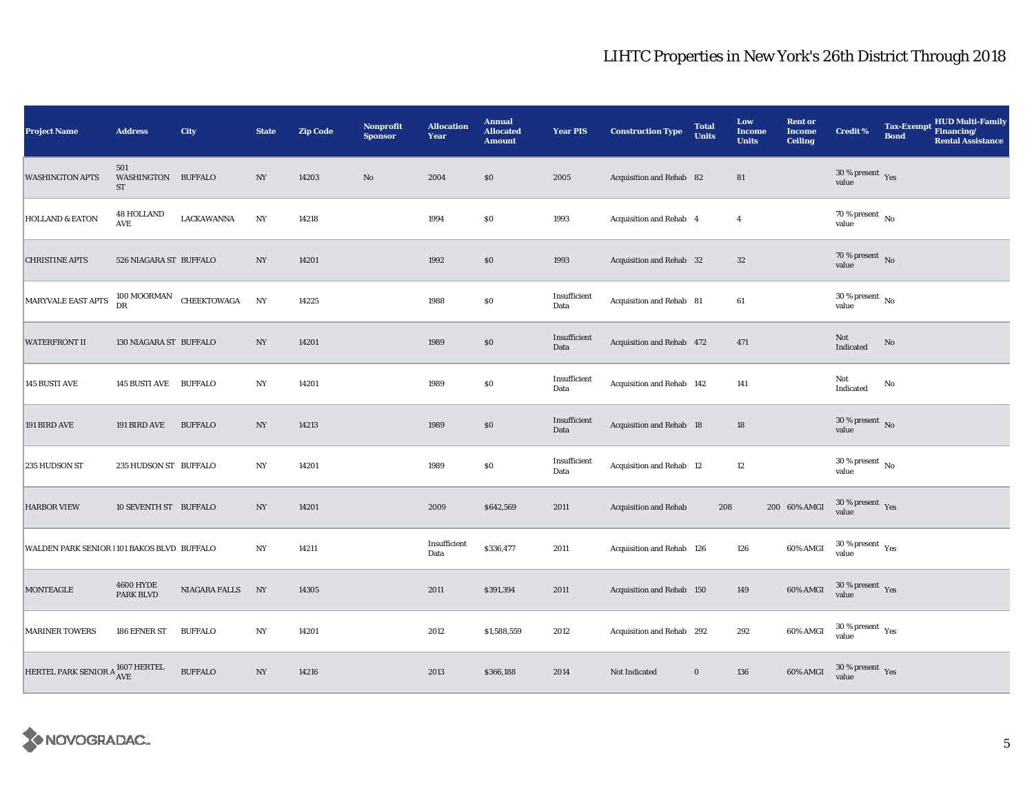# LIHTC Properties in New York's 26th District Through 2018

| Project Name | Address | City | State | Zip Code | Nonprofit Sponsor | Allocation Year | Annual Allocated Amount | Year PIS | Construction Type | Total Units | Low Income Units | Rent or Income Ceiling | Credit % | Tax-Exempt Bond | HUD Multi-Family Financing/ Rental Assistance |
|---|---|---|---|---|---|---|---|---|---|---|---|---|---|---|---|
| WASHINGTON APTS | 501 WASHINGTON ST | BUFFALO | NY | 14203 | No | 2004 | $0 | 2005 | Acquisition and Rehab | 82 | 81 | | 30 % present value | Yes | |
| HOLLAND & EATON | 48 HOLLAND AVE | LACKAWANNA | NY | 14218 | | 1994 | $0 | 1993 | Acquisition and Rehab | 4 | 4 | | 70 % present value | No | |
| CHRISTINE APTS | 526 NIAGARA ST | BUFFALO | NY | 14201 | | 1992 | $0 | 1993 | Acquisition and Rehab | 32 | 32 | | 70 % present value | No | |
| MARYVALE EAST APTS | 100 MOORMAN DR | CHEEKTOWAGA | NY | 14225 | | 1988 | $0 | Insufficient Data | Acquisition and Rehab | 81 | 61 | | 30 % present value | No | |
| WATERFRONT II | 130 NIAGARA ST | BUFFALO | NY | 14201 | | 1989 | $0 | Insufficient Data | Acquisition and Rehab | 472 | 471 | | Not Indicated | No | |
| 145 BUSTI AVE | 145 BUSTI AVE | BUFFALO | NY | 14201 | | 1989 | $0 | Insufficient Data | Acquisition and Rehab | 142 | 141 | | Not Indicated | No | |
| 191 BIRD AVE | 191 BIRD AVE | BUFFALO | NY | 14213 | | 1989 | $0 | Insufficient Data | Acquisition and Rehab | 18 | 18 | | 30 % present value | No | |
| 235 HUDSON ST | 235 HUDSON ST | BUFFALO | NY | 14201 | | 1989 | $0 | Insufficient Data | Acquisition and Rehab | 12 | 12 | | 30 % present value | No | |
| HARBOR VIEW | 10 SEVENTH ST | BUFFALO | NY | 14201 | | 2009 | $642,569 | 2011 | Acquisition and Rehab | 208 | 200 | 60% AMGI | 30 % present value | Yes | |
| WALDEN PARK SENIOR I | 101 BAKOS BLVD | BUFFALO | NY | 14211 | | Insufficient Data | $336,477 | 2011 | Acquisition and Rehab | 126 | 126 | 60% AMGI | 30 % present value | Yes | |
| MONTEAGLE | 4600 HYDE PARK BLVD | NIAGARA FALLS | NY | 14305 | | 2011 | $391,394 | 2011 | Acquisition and Rehab | 150 | 149 | 60% AMGI | 30 % present value | Yes | |
| MARINER TOWERS | 186 EFNER ST | BUFFALO | NY | 14201 | | 2012 | $1,588,559 | 2012 | Acquisition and Rehab | 292 | 292 | 60% AMGI | 30 % present value | Yes | |
| HERTEL PARK SENIOR A | 1607 HERTEL AVE | BUFFALO | NY | 14216 | | 2013 | $366,188 | 2014 | Not Indicated | 0 | 136 | 60% AMGI | 30 % present value | Yes | |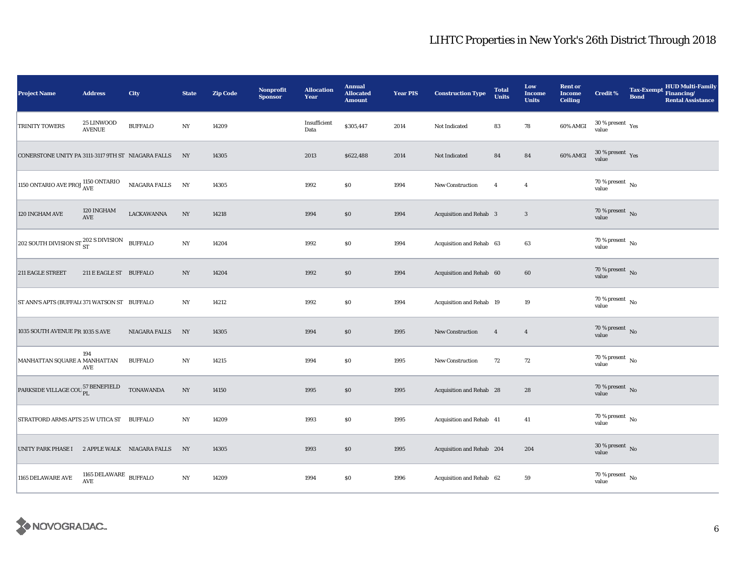# LIHTC Properties in New York's 26th District Through 2018

| Project Name | Address | City | State | Zip Code | Nonprofit Sponsor | Allocation Year | Annual Allocated Amount | Year PIS | Construction Type | Total Units | Low Income Units | Rent or Income Ceiling | Credit % | Tax-Exempt Bond | HUD Multi-Family Financing/ Rental Assistance |
|---|---|---|---|---|---|---|---|---|---|---|---|---|---|---|---|
| TRINITY TOWERS | 25 LINWOOD AVENUE | BUFFALO | NY | 14209 | | Insufficient Data | $305,447 | 2014 | Not Indicated | 83 | 78 | 60% AMGI | 30 % present value | Yes | |
| CONERSTONE UNITY PA | 3111-3117 9TH ST | NIAGARA FALLS | NY | 14305 | | 2013 | $622,488 | 2014 | Not Indicated | 84 | 84 | 60% AMGI | 30 % present value | Yes | |
| 1150 ONTARIO AVE PROJ | 1150 ONTARIO AVE | NIAGARA FALLS | NY | 14305 | | 1992 | $0 | 1994 | New Construction | 4 | 4 | | 70 % present value | No | |
| 120 INGHAM AVE | 120 INGHAM AVE | LACKAWANNA | NY | 14218 | | 1994 | $0 | 1994 | Acquisition and Rehab | 3 | 3 | | 70 % present value | No | |
| 202 SOUTH DIVISION ST | 202 S DIVISION ST | BUFFALO | NY | 14204 | | 1992 | $0 | 1994 | Acquisition and Rehab | 63 | 63 | | 70 % present value | No | |
| 211 EAGLE STREET | 211 E EAGLE ST | BUFFALO | NY | 14204 | | 1992 | $0 | 1994 | Acquisition and Rehab | 60 | 60 | | 70 % present value | No | |
| ST ANN'S APTS (BUFFAL( | 371 WATSON ST | BUFFALO | NY | 14212 | | 1992 | $0 | 1994 | Acquisition and Rehab | 19 | 19 | | 70 % present value | No | |
| 1035 SOUTH AVENUE PR | 1035 S AVE | NIAGARA FALLS | NY | 14305 | | 1994 | $0 | 1995 | New Construction | 4 | 4 | | 70 % present value | No | |
| MANHATTAN SQUARE A | 194 MANHATTAN AVE | BUFFALO | NY | 14215 | | 1994 | $0 | 1995 | New Construction | 72 | 72 | | 70 % present value | No | |
| PARKSIDE VILLAGE COU | 57 BENEFIELD PL | TONAWANDA | NY | 14150 | | 1995 | $0 | 1995 | Acquisition and Rehab | 28 | 28 | | 70 % present value | No | |
| STRATFORD ARMS APTS | 25 W UTICA ST | BUFFALO | NY | 14209 | | 1993 | $0 | 1995 | Acquisition and Rehab | 41 | 41 | | 70 % present value | No | |
| UNITY PARK PHASE I | 2 APPLE WALK | NIAGARA FALLS | NY | 14305 | | 1993 | $0 | 1995 | Acquisition and Rehab | 204 | 204 | | 30 % present value | No | |
| 1165 DELAWARE AVE | 1165 DELAWARE AVE | BUFFALO | NY | 14209 | | 1994 | $0 | 1996 | Acquisition and Rehab | 62 | 59 | | 70 % present value | No | |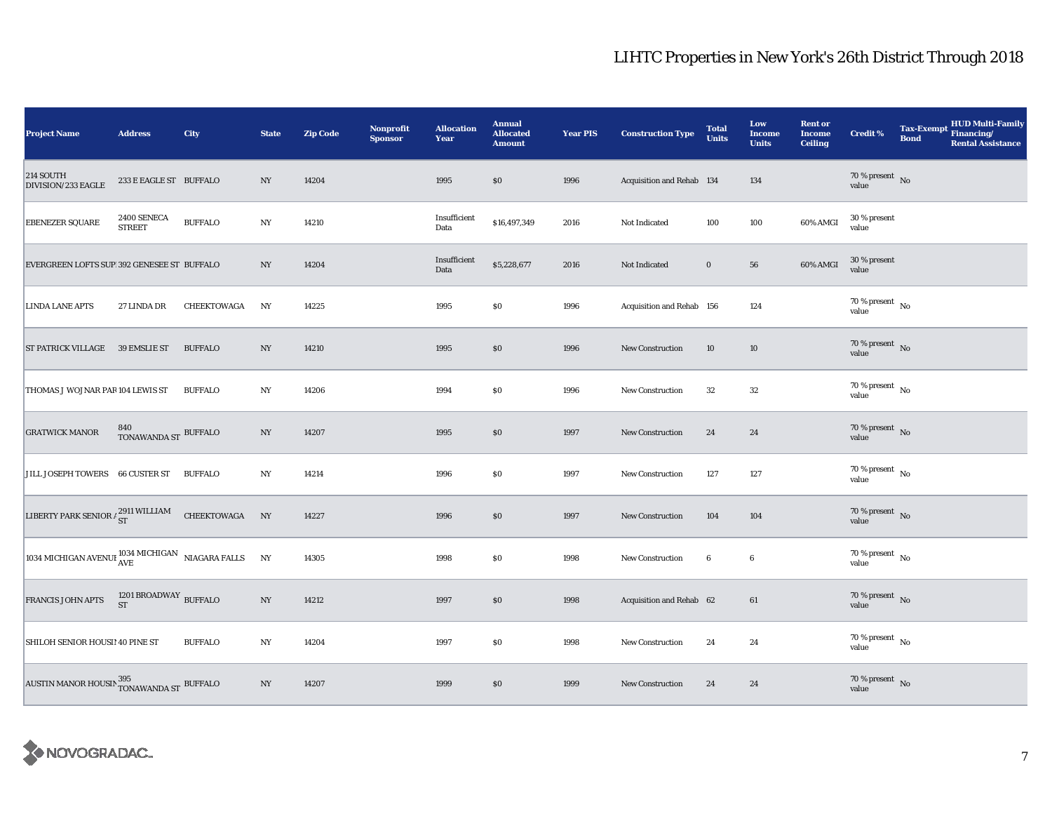## LIHTC Properties in New York's 26th District Through 2018

| Project Name | Address | City | State | Zip Code | Nonprofit Sponsor | Allocation Year | Annual Allocated Amount | Year PIS | Construction Type | Total Units | Low Income Units | Rent or Income Ceiling | Credit % | Tax-Exempt Bond | HUD Multi-Family Financing/ Rental Assistance |
|---|---|---|---|---|---|---|---|---|---|---|---|---|---|---|---|
| 214 SOUTH DIVISION/233 EAGLE | 233 E EAGLE ST | BUFFALO | NY | 14204 | | 1995 | $0 | 1996 | Acquisition and Rehab | 134 | 134 | | 70 % present value | No | |
| EBENEZER SQUARE | 2400 SENECA STREET | BUFFALO | NY | 14210 | | Insufficient Data | $16,497,349 | 2016 | Not Indicated | 100 | 100 | 60% AMGI | 30 % present value | | |
| EVERGREEN LOFTS SUP | 392 GENESEE ST | BUFFALO | NY | 14204 | | Insufficient Data | $5,228,677 | 2016 | Not Indicated | 0 | 56 | 60% AMGI | 30 % present value | | |
| LINDA LANE APTS | 27 LINDA DR | CHEEKTOWAGA | NY | 14225 | | 1995 | $0 | 1996 | Acquisition and Rehab | 156 | 124 | | 70 % present value | No | |
| ST PATRICK VILLAGE | 39 EMSLIE ST | BUFFALO | NY | 14210 | | 1995 | $0 | 1996 | New Construction | 10 | 10 | | 70 % present value | No | |
| THOMAS J WOJNAR PAR | 104 LEWIS ST | BUFFALO | NY | 14206 | | 1994 | $0 | 1996 | New Construction | 32 | 32 | | 70 % present value | No | |
| GRATWICK MANOR | 840 TONAWANDA ST | BUFFALO | NY | 14207 | | 1995 | $0 | 1997 | New Construction | 24 | 24 | | 70 % present value | No | |
| JILL JOSEPH TOWERS | 66 CUSTER ST | BUFFALO | NY | 14214 | | 1996 | $0 | 1997 | New Construction | 127 | 127 | | 70 % present value | No | |
| LIBERTY PARK SENIOR A | 2911 WILLIAM ST | CHEEKTOWAGA | NY | 14227 | | 1996 | $0 | 1997 | New Construction | 104 | 104 | | 70 % present value | No | |
| 1034 MICHIGAN AVENUE | 1034 MICHIGAN AVE | NIAGARA FALLS | NY | 14305 | | 1998 | $0 | 1998 | New Construction | 6 | 6 | | 70 % present value | No | |
| FRANCIS JOHN APTS | 1201 BROADWAY ST | BUFFALO | NY | 14212 | | 1997 | $0 | 1998 | Acquisition and Rehab | 62 | 61 | | 70 % present value | No | |
| SHILOH SENIOR HOUSIN | 40 PINE ST | BUFFALO | NY | 14204 | | 1997 | $0 | 1998 | New Construction | 24 | 24 | | 70 % present value | No | |
| AUSTIN MANOR HOUSIN | 395 TONAWANDA ST | BUFFALO | NY | 14207 | | 1999 | $0 | 1999 | New Construction | 24 | 24 | | 70 % present value | No | |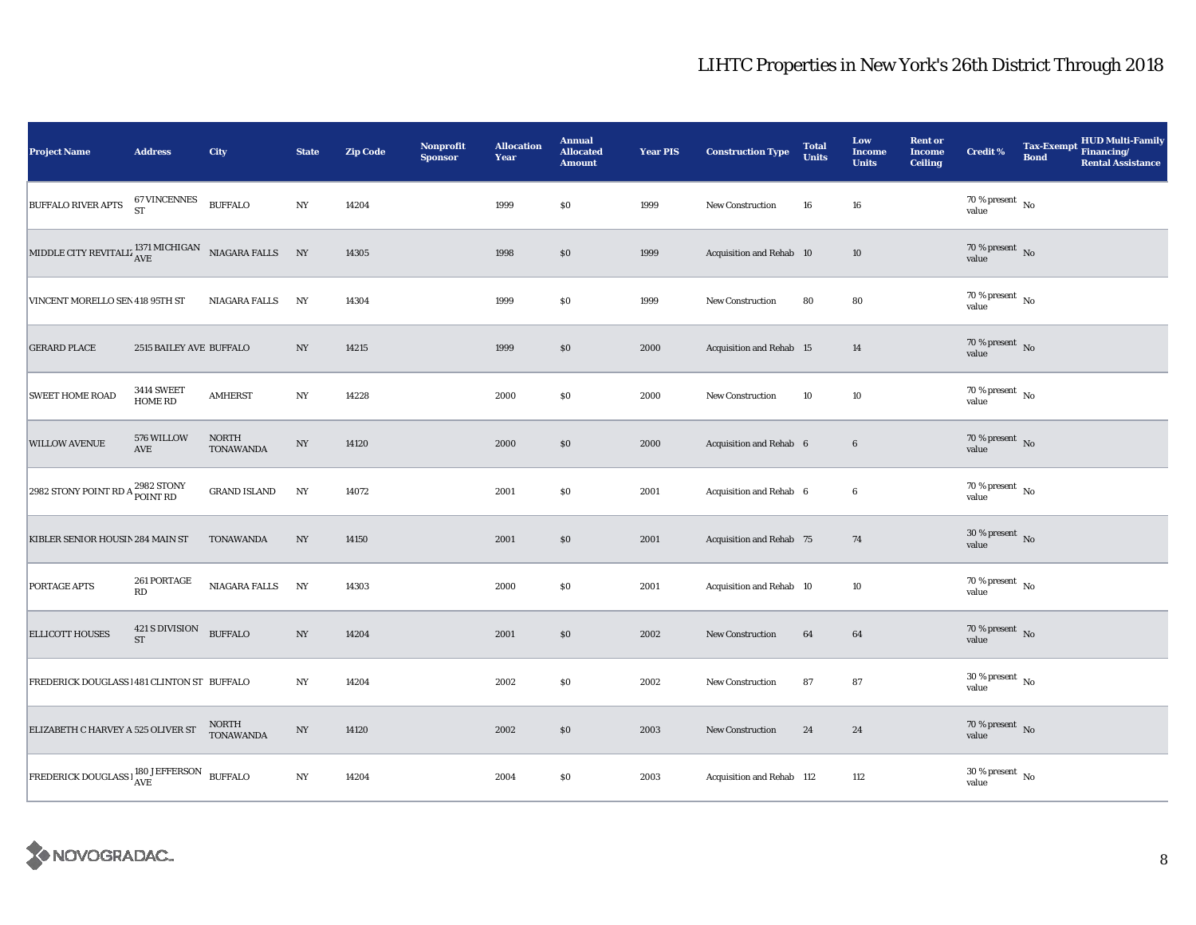# LIHTC Properties in New York's 26th District Through 2018

| Project Name | Address | City | State | Zip Code | Nonprofit Sponsor | Allocation Year | Annual Allocated Amount | Year PIS | Construction Type | Total Units | Low Income Units | Rent or Income Ceiling | Credit % | Tax-Exempt Bond | HUD Multi-Family Financing/ Rental Assistance |
|---|---|---|---|---|---|---|---|---|---|---|---|---|---|---|---|
| BUFFALO RIVER APTS | 67 VINCENNES ST | BUFFALO | NY | 14204 | | 1999 | $0 | 1999 | New Construction | 16 | 16 | | 70 % present value | No | |
| MIDDLE CITY REVITALIZ | 1371 MICHIGAN AVE | NIAGARA FALLS | NY | 14305 | | 1998 | $0 | 1999 | Acquisition and Rehab | 10 | 10 | | 70 % present value | No | |
| VINCENT MORELLO SEN | 418 95TH ST | NIAGARA FALLS | NY | 14304 | | 1999 | $0 | 1999 | New Construction | 80 | 80 | | 70 % present value | No | |
| GERARD PLACE | 2515 BAILEY AVE | BUFFALO | NY | 14215 | | 1999 | $0 | 2000 | Acquisition and Rehab | 15 | 14 | | 70 % present value | No | |
| SWEET HOME ROAD | 3414 SWEET HOME RD | AMHERST | NY | 14228 | | 2000 | $0 | 2000 | New Construction | 10 | 10 | | 70 % present value | No | |
| WILLOW AVENUE | 576 WILLOW AVE | NORTH TONAWANDA | NY | 14120 | | 2000 | $0 | 2000 | Acquisition and Rehab | 6 | 6 | | 70 % present value | No | |
| 2982 STONY POINT RD A | 2982 STONY POINT RD | GRAND ISLAND | NY | 14072 | | 2001 | $0 | 2001 | Acquisition and Rehab | 6 | 6 | | 70 % present value | No | |
| KIBLER SENIOR HOUSIN | 284 MAIN ST | TONAWANDA | NY | 14150 | | 2001 | $0 | 2001 | Acquisition and Rehab | 75 | 74 | | 30 % present value | No | |
| PORTAGE APTS | 261 PORTAGE RD | NIAGARA FALLS | NY | 14303 | | 2000 | $0 | 2001 | Acquisition and Rehab | 10 | 10 | | 70 % present value | No | |
| ELLICOTT HOUSES | 421 S DIVISION ST | BUFFALO | NY | 14204 | | 2001 | $0 | 2002 | New Construction | 64 | 64 | | 70 % present value | No | |
| FREDERICK DOUGLASS I | 481 CLINTON ST | BUFFALO | NY | 14204 | | 2002 | $0 | 2002 | New Construction | 87 | 87 | | 30 % present value | No | |
| ELIZABETH C HARVEY A | 525 OLIVER ST | NORTH TONAWANDA | NY | 14120 | | 2002 | $0 | 2003 | New Construction | 24 | 24 | | 70 % present value | No | |
| FREDERICK DOUGLASS I | 180 JEFFERSON AVE | BUFFALO | NY | 14204 | | 2004 | $0 | 2003 | Acquisition and Rehab | 112 | 112 | | 30 % present value | No | |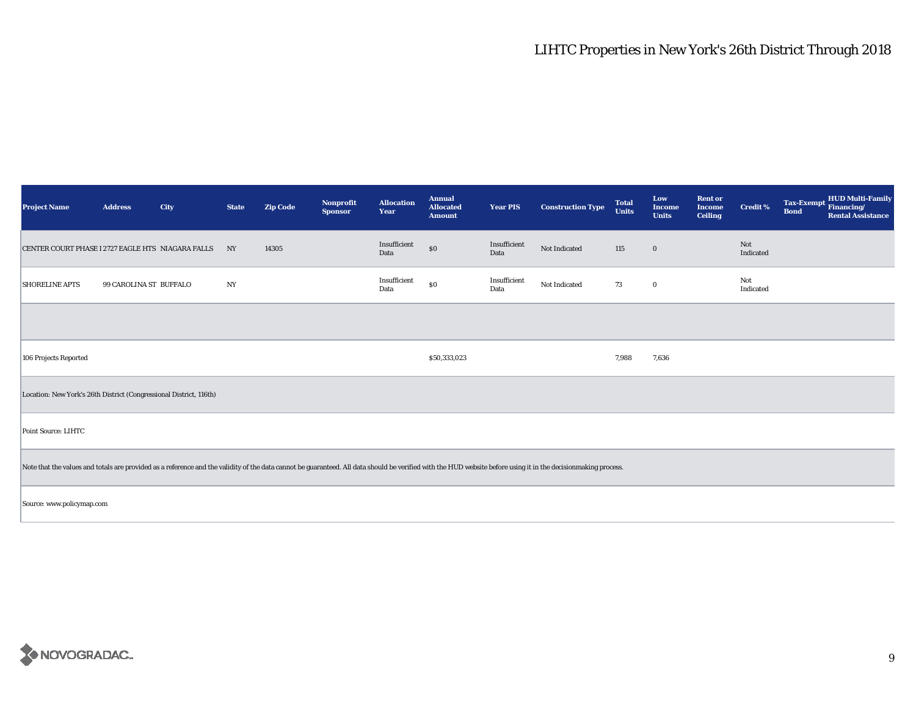# LIHTC Properties in New York's 26th District Through 2018

| Project Name | Address | City | State | Zip Code | Nonprofit Sponsor | Allocation Year | Annual Allocated Amount | Year PIS | Construction Type | Total Units | Low Income Units | Rent or Income Ceiling | Credit % | Tax-Exempt Bond | HUD Multi-Family Financing/ Rental Assistance |
|---|---|---|---|---|---|---|---|---|---|---|---|---|---|---|---|
| CENTER COURT PHASE I | 2727 EAGLE HTS | NIAGARA FALLS | NY | 14305 | | Insufficient Data | $0 | Insufficient Data | Not Indicated | 115 | 0 | | Not Indicated | | |
| SHORELINE APTS | 99 CAROLINA ST | BUFFALO | NY | | | Insufficient Data | $0 | Insufficient Data | Not Indicated | 73 | 0 | | Not Indicated | | |
| | | | | | | | | | | | | | | | |
| 106 Projects Reported | | | | | | | $50,333,023 | | | 7,988 | 7,636 | | | | |

Location: New York's 26th District (Congressional District, 116th)

Point Source: LIHTC

Note that the values and totals are provided as a reference and the validity of the data cannot be guaranteed. All data should be verified with the HUD website before using it in the decisionmaking process.

Source: www.policymap.com